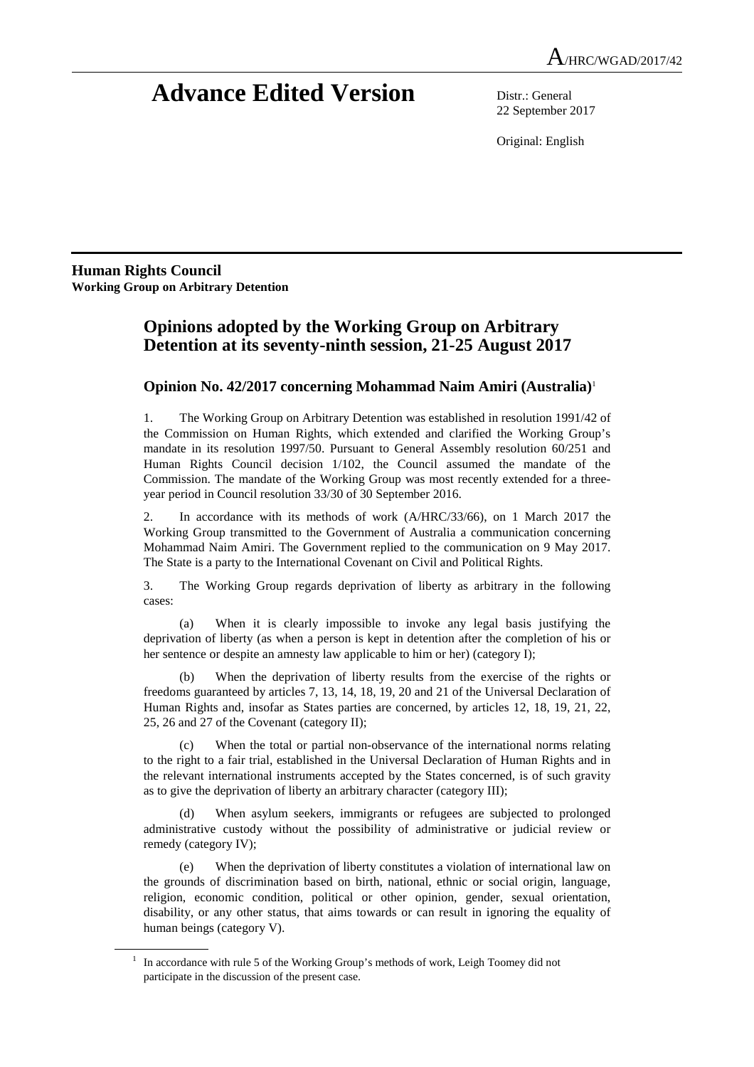A/HRC/WGAD/2017/42

# Advance Edited Version

Distr.: General
22 September 2017

Original: English

**Human Rights Council**
**Working Group on Arbitrary Detention**

## Opinions adopted by the Working Group on Arbitrary Detention at its seventy-ninth session, 21-25 August 2017

### Opinion No. 42/2017 concerning Mohammad Naim Amiri (Australia)[1]

1. The Working Group on Arbitrary Detention was established in resolution 1991/42 of the Commission on Human Rights, which extended and clarified the Working Group's mandate in its resolution 1997/50. Pursuant to General Assembly resolution 60/251 and Human Rights Council decision 1/102, the Council assumed the mandate of the Commission. The mandate of the Working Group was most recently extended for a three-year period in Council resolution 33/30 of 30 September 2016.

2. In accordance with its methods of work (A/HRC/33/66), on 1 March 2017 the Working Group transmitted to the Government of Australia a communication concerning Mohammad Naim Amiri. The Government replied to the communication on 9 May 2017. The State is a party to the International Covenant on Civil and Political Rights.

3. The Working Group regards deprivation of liberty as arbitrary in the following cases:

(a) When it is clearly impossible to invoke any legal basis justifying the deprivation of liberty (as when a person is kept in detention after the completion of his or her sentence or despite an amnesty law applicable to him or her) (category I);

(b) When the deprivation of liberty results from the exercise of the rights or freedoms guaranteed by articles 7, 13, 14, 18, 19, 20 and 21 of the Universal Declaration of Human Rights and, insofar as States parties are concerned, by articles 12, 18, 19, 21, 22, 25, 26 and 27 of the Covenant (category II);

(c) When the total or partial non-observance of the international norms relating to the right to a fair trial, established in the Universal Declaration of Human Rights and in the relevant international instruments accepted by the States concerned, is of such gravity as to give the deprivation of liberty an arbitrary character (category III);

(d) When asylum seekers, immigrants or refugees are subjected to prolonged administrative custody without the possibility of administrative or judicial review or remedy (category IV);

(e) When the deprivation of liberty constitutes a violation of international law on the grounds of discrimination based on birth, national, ethnic or social origin, language, religion, economic condition, political or other opinion, gender, sexual orientation, disability, or any other status, that aims towards or can result in ignoring the equality of human beings (category V).

[1] In accordance with rule 5 of the Working Group's methods of work, Leigh Toomey did not participate in the discussion of the present case.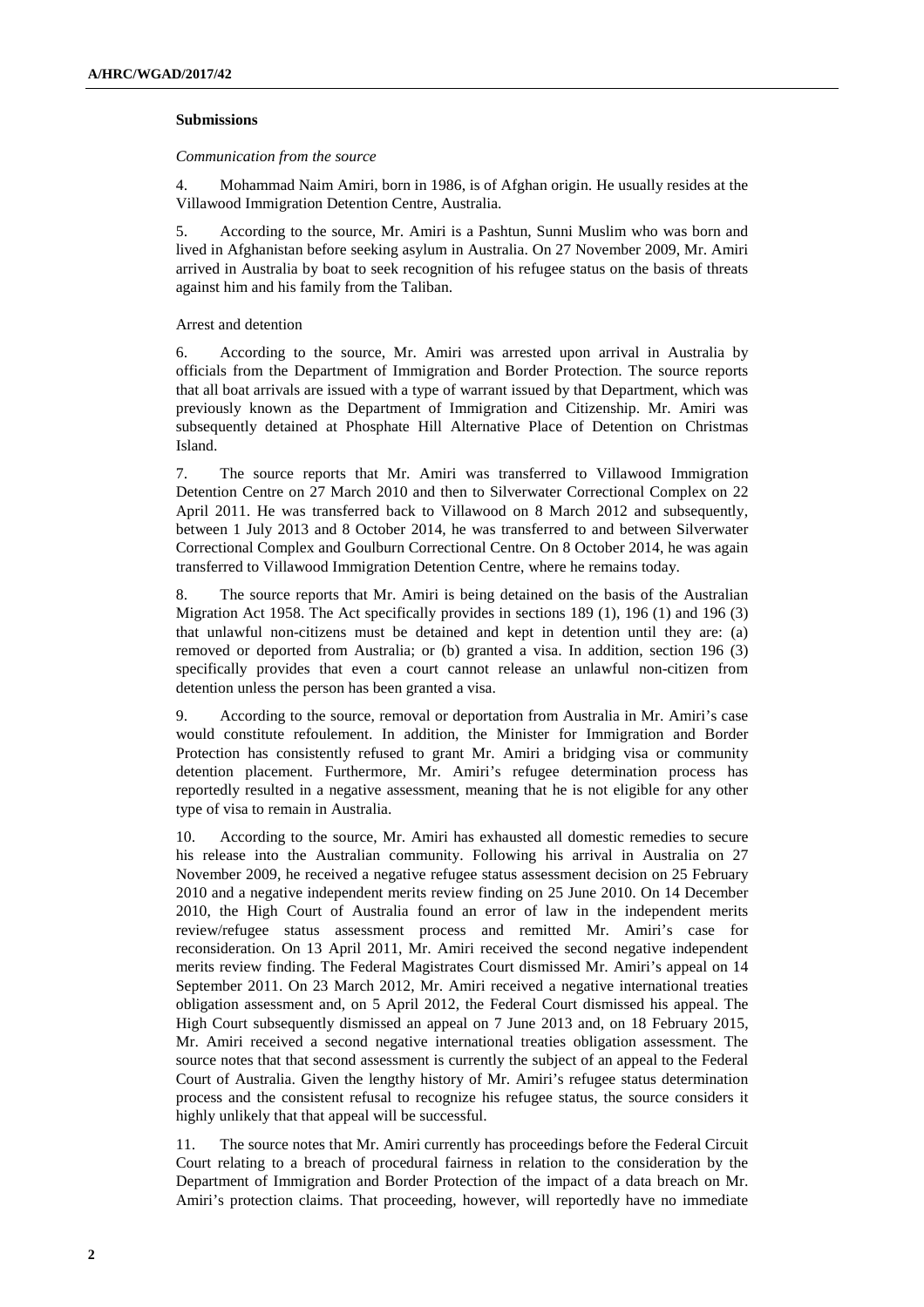### Submissions

*Communication from the source*

4. Mohammad Naim Amiri, born in 1986, is of Afghan origin. He usually resides at the Villawood Immigration Detention Centre, Australia.

5. According to the source, Mr. Amiri is a Pashtun, Sunni Muslim who was born and lived in Afghanistan before seeking asylum in Australia. On 27 November 2009, Mr. Amiri arrived in Australia by boat to seek recognition of his refugee status on the basis of threats against him and his family from the Taliban.

Arrest and detention

6. According to the source, Mr. Amiri was arrested upon arrival in Australia by officials from the Department of Immigration and Border Protection. The source reports that all boat arrivals are issued with a type of warrant issued by that Department, which was previously known as the Department of Immigration and Citizenship. Mr. Amiri was subsequently detained at Phosphate Hill Alternative Place of Detention on Christmas Island.

7. The source reports that Mr. Amiri was transferred to Villawood Immigration Detention Centre on 27 March 2010 and then to Silverwater Correctional Complex on 22 April 2011. He was transferred back to Villawood on 8 March 2012 and subsequently, between 1 July 2013 and 8 October 2014, he was transferred to and between Silverwater Correctional Complex and Goulburn Correctional Centre. On 8 October 2014, he was again transferred to Villawood Immigration Detention Centre, where he remains today.

8. The source reports that Mr. Amiri is being detained on the basis of the Australian Migration Act 1958. The Act specifically provides in sections 189 (1), 196 (1) and 196 (3) that unlawful non-citizens must be detained and kept in detention until they are: (a) removed or deported from Australia; or (b) granted a visa. In addition, section 196 (3) specifically provides that even a court cannot release an unlawful non-citizen from detention unless the person has been granted a visa.

9. According to the source, removal or deportation from Australia in Mr. Amiri's case would constitute refoulement. In addition, the Minister for Immigration and Border Protection has consistently refused to grant Mr. Amiri a bridging visa or community detention placement. Furthermore, Mr. Amiri's refugee determination process has reportedly resulted in a negative assessment, meaning that he is not eligible for any other type of visa to remain in Australia.

10. According to the source, Mr. Amiri has exhausted all domestic remedies to secure his release into the Australian community. Following his arrival in Australia on 27 November 2009, he received a negative refugee status assessment decision on 25 February 2010 and a negative independent merits review finding on 25 June 2010. On 14 December 2010, the High Court of Australia found an error of law in the independent merits review/refugee status assessment process and remitted Mr. Amiri's case for reconsideration. On 13 April 2011, Mr. Amiri received the second negative independent merits review finding. The Federal Magistrates Court dismissed Mr. Amiri's appeal on 14 September 2011. On 23 March 2012, Mr. Amiri received a negative international treaties obligation assessment and, on 5 April 2012, the Federal Court dismissed his appeal. The High Court subsequently dismissed an appeal on 7 June 2013 and, on 18 February 2015, Mr. Amiri received a second negative international treaties obligation assessment. The source notes that that second assessment is currently the subject of an appeal to the Federal Court of Australia. Given the lengthy history of Mr. Amiri's refugee status determination process and the consistent refusal to recognize his refugee status, the source considers it highly unlikely that that appeal will be successful.

11. The source notes that Mr. Amiri currently has proceedings before the Federal Circuit Court relating to a breach of procedural fairness in relation to the consideration by the Department of Immigration and Border Protection of the impact of a data breach on Mr. Amiri's protection claims. That proceeding, however, will reportedly have no immediate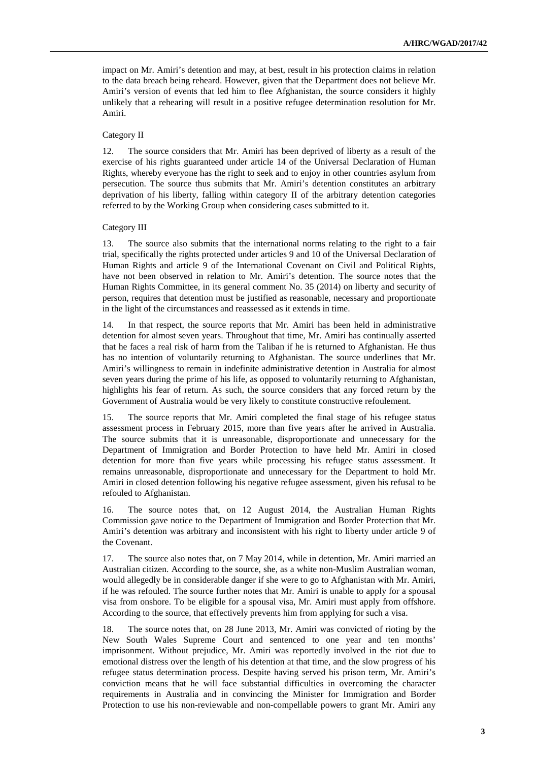impact on Mr. Amiri's detention and may, at best, result in his protection claims in relation to the data breach being reheard. However, given that the Department does not believe Mr. Amiri's version of events that led him to flee Afghanistan, the source considers it highly unlikely that a rehearing will result in a positive refugee determination resolution for Mr. Amiri.

Category II

12. The source considers that Mr. Amiri has been deprived of liberty as a result of the exercise of his rights guaranteed under article 14 of the Universal Declaration of Human Rights, whereby everyone has the right to seek and to enjoy in other countries asylum from persecution. The source thus submits that Mr. Amiri's detention constitutes an arbitrary deprivation of his liberty, falling within category II of the arbitrary detention categories referred to by the Working Group when considering cases submitted to it.

Category III

13. The source also submits that the international norms relating to the right to a fair trial, specifically the rights protected under articles 9 and 10 of the Universal Declaration of Human Rights and article 9 of the International Covenant on Civil and Political Rights, have not been observed in relation to Mr. Amiri's detention. The source notes that the Human Rights Committee, in its general comment No. 35 (2014) on liberty and security of person, requires that detention must be justified as reasonable, necessary and proportionate in the light of the circumstances and reassessed as it extends in time.

14. In that respect, the source reports that Mr. Amiri has been held in administrative detention for almost seven years. Throughout that time, Mr. Amiri has continually asserted that he faces a real risk of harm from the Taliban if he is returned to Afghanistan. He thus has no intention of voluntarily returning to Afghanistan. The source underlines that Mr. Amiri's willingness to remain in indefinite administrative detention in Australia for almost seven years during the prime of his life, as opposed to voluntarily returning to Afghanistan, highlights his fear of return. As such, the source considers that any forced return by the Government of Australia would be very likely to constitute constructive refoulement.

15. The source reports that Mr. Amiri completed the final stage of his refugee status assessment process in February 2015, more than five years after he arrived in Australia. The source submits that it is unreasonable, disproportionate and unnecessary for the Department of Immigration and Border Protection to have held Mr. Amiri in closed detention for more than five years while processing his refugee status assessment. It remains unreasonable, disproportionate and unnecessary for the Department to hold Mr. Amiri in closed detention following his negative refugee assessment, given his refusal to be refouled to Afghanistan.

16. The source notes that, on 12 August 2014, the Australian Human Rights Commission gave notice to the Department of Immigration and Border Protection that Mr. Amiri's detention was arbitrary and inconsistent with his right to liberty under article 9 of the Covenant.

17. The source also notes that, on 7 May 2014, while in detention, Mr. Amiri married an Australian citizen. According to the source, she, as a white non-Muslim Australian woman, would allegedly be in considerable danger if she were to go to Afghanistan with Mr. Amiri, if he was refouled. The source further notes that Mr. Amiri is unable to apply for a spousal visa from onshore. To be eligible for a spousal visa, Mr. Amiri must apply from offshore. According to the source, that effectively prevents him from applying for such a visa.

18. The source notes that, on 28 June 2013, Mr. Amiri was convicted of rioting by the New South Wales Supreme Court and sentenced to one year and ten months' imprisonment. Without prejudice, Mr. Amiri was reportedly involved in the riot due to emotional distress over the length of his detention at that time, and the slow progress of his refugee status determination process. Despite having served his prison term, Mr. Amiri's conviction means that he will face substantial difficulties in overcoming the character requirements in Australia and in convincing the Minister for Immigration and Border Protection to use his non-reviewable and non-compellable powers to grant Mr. Amiri any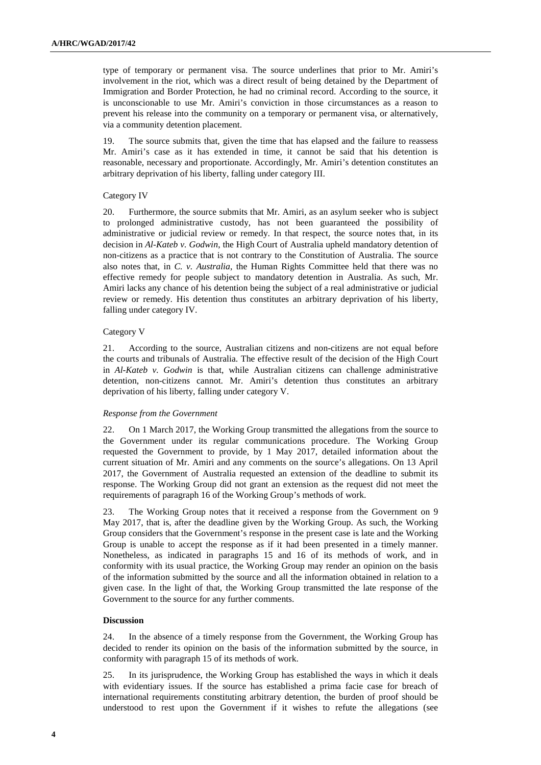type of temporary or permanent visa. The source underlines that prior to Mr. Amiri's involvement in the riot, which was a direct result of being detained by the Department of Immigration and Border Protection, he had no criminal record. According to the source, it is unconscionable to use Mr. Amiri's conviction in those circumstances as a reason to prevent his release into the community on a temporary or permanent visa, or alternatively, via a community detention placement.

19. The source submits that, given the time that has elapsed and the failure to reassess Mr. Amiri's case as it has extended in time, it cannot be said that his detention is reasonable, necessary and proportionate. Accordingly, Mr. Amiri's detention constitutes an arbitrary deprivation of his liberty, falling under category III.

Category IV

20. Furthermore, the source submits that Mr. Amiri, as an asylum seeker who is subject to prolonged administrative custody, has not been guaranteed the possibility of administrative or judicial review or remedy. In that respect, the source notes that, in its decision in *Al-Kateb v. Godwin*, the High Court of Australia upheld mandatory detention of non-citizens as a practice that is not contrary to the Constitution of Australia. The source also notes that, in *C. v. Australia*, the Human Rights Committee held that there was no effective remedy for people subject to mandatory detention in Australia. As such, Mr. Amiri lacks any chance of his detention being the subject of a real administrative or judicial review or remedy. His detention thus constitutes an arbitrary deprivation of his liberty, falling under category IV.

Category V

21. According to the source, Australian citizens and non-citizens are not equal before the courts and tribunals of Australia. The effective result of the decision of the High Court in *Al-Kateb v. Godwin* is that, while Australian citizens can challenge administrative detention, non-citizens cannot. Mr. Amiri's detention thus constitutes an arbitrary deprivation of his liberty, falling under category V.

*Response from the Government*

22. On 1 March 2017, the Working Group transmitted the allegations from the source to the Government under its regular communications procedure. The Working Group requested the Government to provide, by 1 May 2017, detailed information about the current situation of Mr. Amiri and any comments on the source's allegations. On 13 April 2017, the Government of Australia requested an extension of the deadline to submit its response. The Working Group did not grant an extension as the request did not meet the requirements of paragraph 16 of the Working Group's methods of work.

23. The Working Group notes that it received a response from the Government on 9 May 2017, that is, after the deadline given by the Working Group. As such, the Working Group considers that the Government's response in the present case is late and the Working Group is unable to accept the response as if it had been presented in a timely manner. Nonetheless, as indicated in paragraphs 15 and 16 of its methods of work, and in conformity with its usual practice, the Working Group may render an opinion on the basis of the information submitted by the source and all the information obtained in relation to a given case. In the light of that, the Working Group transmitted the late response of the Government to the source for any further comments.

**Discussion**

24. In the absence of a timely response from the Government, the Working Group has decided to render its opinion on the basis of the information submitted by the source, in conformity with paragraph 15 of its methods of work.

25. In its jurisprudence, the Working Group has established the ways in which it deals with evidentiary issues. If the source has established a prima facie case for breach of international requirements constituting arbitrary detention, the burden of proof should be understood to rest upon the Government if it wishes to refute the allegations (see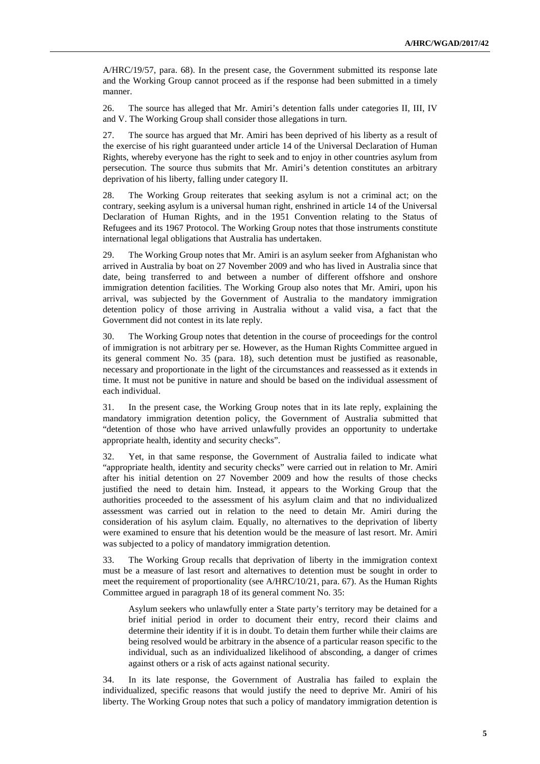A/HRC/19/57, para. 68). In the present case, the Government submitted its response late and the Working Group cannot proceed as if the response had been submitted in a timely manner.

26. The source has alleged that Mr. Amiri's detention falls under categories II, III, IV and V. The Working Group shall consider those allegations in turn.

27. The source has argued that Mr. Amiri has been deprived of his liberty as a result of the exercise of his right guaranteed under article 14 of the Universal Declaration of Human Rights, whereby everyone has the right to seek and to enjoy in other countries asylum from persecution. The source thus submits that Mr. Amiri's detention constitutes an arbitrary deprivation of his liberty, falling under category II.

28. The Working Group reiterates that seeking asylum is not a criminal act; on the contrary, seeking asylum is a universal human right, enshrined in article 14 of the Universal Declaration of Human Rights, and in the 1951 Convention relating to the Status of Refugees and its 1967 Protocol. The Working Group notes that those instruments constitute international legal obligations that Australia has undertaken.

29. The Working Group notes that Mr. Amiri is an asylum seeker from Afghanistan who arrived in Australia by boat on 27 November 2009 and who has lived in Australia since that date, being transferred to and between a number of different offshore and onshore immigration detention facilities. The Working Group also notes that Mr. Amiri, upon his arrival, was subjected by the Government of Australia to the mandatory immigration detention policy of those arriving in Australia without a valid visa, a fact that the Government did not contest in its late reply.

30. The Working Group notes that detention in the course of proceedings for the control of immigration is not arbitrary per se. However, as the Human Rights Committee argued in its general comment No. 35 (para. 18), such detention must be justified as reasonable, necessary and proportionate in the light of the circumstances and reassessed as it extends in time. It must not be punitive in nature and should be based on the individual assessment of each individual.

31. In the present case, the Working Group notes that in its late reply, explaining the mandatory immigration detention policy, the Government of Australia submitted that "detention of those who have arrived unlawfully provides an opportunity to undertake appropriate health, identity and security checks".

32. Yet, in that same response, the Government of Australia failed to indicate what "appropriate health, identity and security checks" were carried out in relation to Mr. Amiri after his initial detention on 27 November 2009 and how the results of those checks justified the need to detain him. Instead, it appears to the Working Group that the authorities proceeded to the assessment of his asylum claim and that no individualized assessment was carried out in relation to the need to detain Mr. Amiri during the consideration of his asylum claim. Equally, no alternatives to the deprivation of liberty were examined to ensure that his detention would be the measure of last resort. Mr. Amiri was subjected to a policy of mandatory immigration detention.

33. The Working Group recalls that deprivation of liberty in the immigration context must be a measure of last resort and alternatives to detention must be sought in order to meet the requirement of proportionality (see A/HRC/10/21, para. 67). As the Human Rights Committee argued in paragraph 18 of its general comment No. 35:

> Asylum seekers who unlawfully enter a State party's territory may be detained for a brief initial period in order to document their entry, record their claims and determine their identity if it is in doubt. To detain them further while their claims are being resolved would be arbitrary in the absence of a particular reason specific to the individual, such as an individualized likelihood of absconding, a danger of crimes against others or a risk of acts against national security.

34. In its late response, the Government of Australia has failed to explain the individualized, specific reasons that would justify the need to deprive Mr. Amiri of his liberty. The Working Group notes that such a policy of mandatory immigration detention is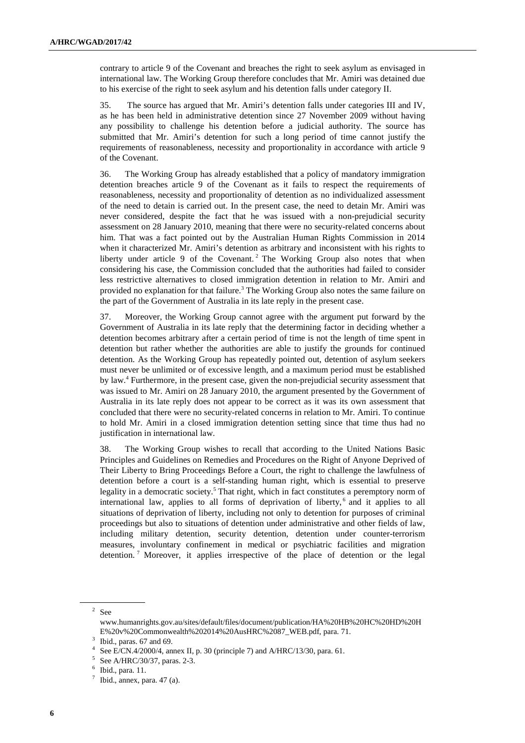contrary to article 9 of the Covenant and breaches the right to seek asylum as envisaged in international law. The Working Group therefore concludes that Mr. Amiri was detained due to his exercise of the right to seek asylum and his detention falls under category II.

35. The source has argued that Mr. Amiri's detention falls under categories III and IV, as he has been held in administrative detention since 27 November 2009 without having any possibility to challenge his detention before a judicial authority. The source has submitted that Mr. Amiri's detention for such a long period of time cannot justify the requirements of reasonableness, necessity and proportionality in accordance with article 9 of the Covenant.

36. The Working Group has already established that a policy of mandatory immigration detention breaches article 9 of the Covenant as it fails to respect the requirements of reasonableness, necessity and proportionality of detention as no individualized assessment of the need to detain is carried out. In the present case, the need to detain Mr. Amiri was never considered, despite the fact that he was issued with a non-prejudicial security assessment on 28 January 2010, meaning that there were no security-related concerns about him. That was a fact pointed out by the Australian Human Rights Commission in 2014 when it characterized Mr. Amiri's detention as arbitrary and inconsistent with his rights to liberty under article 9 of the Covenant.[2] The Working Group also notes that when considering his case, the Commission concluded that the authorities had failed to consider less restrictive alternatives to closed immigration detention in relation to Mr. Amiri and provided no explanation for that failure.[3] The Working Group also notes the same failure on the part of the Government of Australia in its late reply in the present case.

37. Moreover, the Working Group cannot agree with the argument put forward by the Government of Australia in its late reply that the determining factor in deciding whether a detention becomes arbitrary after a certain period of time is not the length of time spent in detention but rather whether the authorities are able to justify the grounds for continued detention. As the Working Group has repeatedly pointed out, detention of asylum seekers must never be unlimited or of excessive length, and a maximum period must be established by law.[4] Furthermore, in the present case, given the non-prejudicial security assessment that was issued to Mr. Amiri on 28 January 2010, the argument presented by the Government of Australia in its late reply does not appear to be correct as it was its own assessment that concluded that there were no security-related concerns in relation to Mr. Amiri. To continue to hold Mr. Amiri in a closed immigration detention setting since that time thus had no justification in international law.

38. The Working Group wishes to recall that according to the United Nations Basic Principles and Guidelines on Remedies and Procedures on the Right of Anyone Deprived of Their Liberty to Bring Proceedings Before a Court, the right to challenge the lawfulness of detention before a court is a self-standing human right, which is essential to preserve legality in a democratic society.[5] That right, which in fact constitutes a peremptory norm of international law, applies to all forms of deprivation of liberty,[6] and it applies to all situations of deprivation of liberty, including not only to detention for purposes of criminal proceedings but also to situations of detention under administrative and other fields of law, including military detention, security detention, detention under counter-terrorism measures, involuntary confinement in medical or psychiatric facilities and migration detention.[7] Moreover, it applies irrespective of the place of detention or the legal

---

[2] See www.humanrights.gov.au/sites/default/files/document/publication/HA%20HB%20HC%20HD%20HE%20v%20Commonwealth%202014%20AusHRC%2087_WEB.pdf, para. 71.

[3] Ibid., paras. 67 and 69.

[4] See E/CN.4/2000/4, annex II, p. 30 (principle 7) and A/HRC/13/30, para. 61.

[5] See A/HRC/30/37, paras. 2-3.

[6] Ibid., para. 11.

[7] Ibid., annex, para. 47 (a).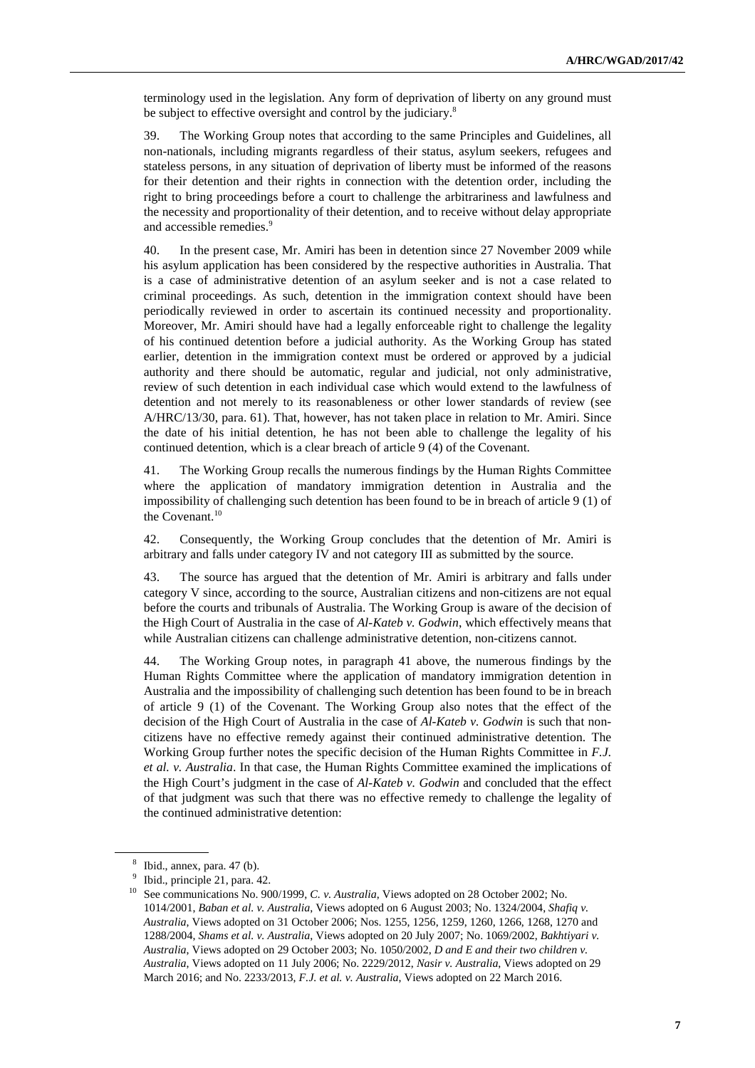terminology used in the legislation. Any form of deprivation of liberty on any ground must be subject to effective oversight and control by the judiciary.[8]

39. The Working Group notes that according to the same Principles and Guidelines, all non-nationals, including migrants regardless of their status, asylum seekers, refugees and stateless persons, in any situation of deprivation of liberty must be informed of the reasons for their detention and their rights in connection with the detention order, including the right to bring proceedings before a court to challenge the arbitrariness and lawfulness and the necessity and proportionality of their detention, and to receive without delay appropriate and accessible remedies.[9]

40. In the present case, Mr. Amiri has been in detention since 27 November 2009 while his asylum application has been considered by the respective authorities in Australia. That is a case of administrative detention of an asylum seeker and is not a case related to criminal proceedings. As such, detention in the immigration context should have been periodically reviewed in order to ascertain its continued necessity and proportionality. Moreover, Mr. Amiri should have had a legally enforceable right to challenge the legality of his continued detention before a judicial authority. As the Working Group has stated earlier, detention in the immigration context must be ordered or approved by a judicial authority and there should be automatic, regular and judicial, not only administrative, review of such detention in each individual case which would extend to the lawfulness of detention and not merely to its reasonableness or other lower standards of review (see A/HRC/13/30, para. 61). That, however, has not taken place in relation to Mr. Amiri. Since the date of his initial detention, he has not been able to challenge the legality of his continued detention, which is a clear breach of article 9 (4) of the Covenant.

41. The Working Group recalls the numerous findings by the Human Rights Committee where the application of mandatory immigration detention in Australia and the impossibility of challenging such detention has been found to be in breach of article 9 (1) of the Covenant.[10]

42. Consequently, the Working Group concludes that the detention of Mr. Amiri is arbitrary and falls under category IV and not category III as submitted by the source.

43. The source has argued that the detention of Mr. Amiri is arbitrary and falls under category V since, according to the source, Australian citizens and non-citizens are not equal before the courts and tribunals of Australia. The Working Group is aware of the decision of the High Court of Australia in the case of *Al-Kateb v. Godwin*, which effectively means that while Australian citizens can challenge administrative detention, non-citizens cannot.

44. The Working Group notes, in paragraph 41 above, the numerous findings by the Human Rights Committee where the application of mandatory immigration detention in Australia and the impossibility of challenging such detention has been found to be in breach of article 9 (1) of the Covenant. The Working Group also notes that the effect of the decision of the High Court of Australia in the case of *Al-Kateb v. Godwin* is such that non-citizens have no effective remedy against their continued administrative detention. The Working Group further notes the specific decision of the Human Rights Committee in *F.J. et al. v. Australia*. In that case, the Human Rights Committee examined the implications of the High Court's judgment in the case of *Al-Kateb v. Godwin* and concluded that the effect of that judgment was such that there was no effective remedy to challenge the legality of the continued administrative detention:

---

[8] Ibid., annex, para. 47 (b).

[9] Ibid., principle 21, para. 42.

[10] See communications No. 900/1999, *C. v. Australia*, Views adopted on 28 October 2002; No. 1014/2001, *Baban et al. v. Australia*, Views adopted on 6 August 2003; No. 1324/2004, *Shafiq v. Australia*, Views adopted on 31 October 2006; Nos. 1255, 1256, 1259, 1260, 1266, 1268, 1270 and 1288/2004, *Shams et al. v. Australia*, Views adopted on 20 July 2007; No. 1069/2002, *Bakhtiyari v. Australia*, Views adopted on 29 October 2003; No. 1050/2002, *D and E and their two children v. Australia*, Views adopted on 11 July 2006; No. 2229/2012, *Nasir v. Australia*, Views adopted on 29 March 2016; and No. 2233/2013, *F.J. et al. v. Australia*, Views adopted on 22 March 2016.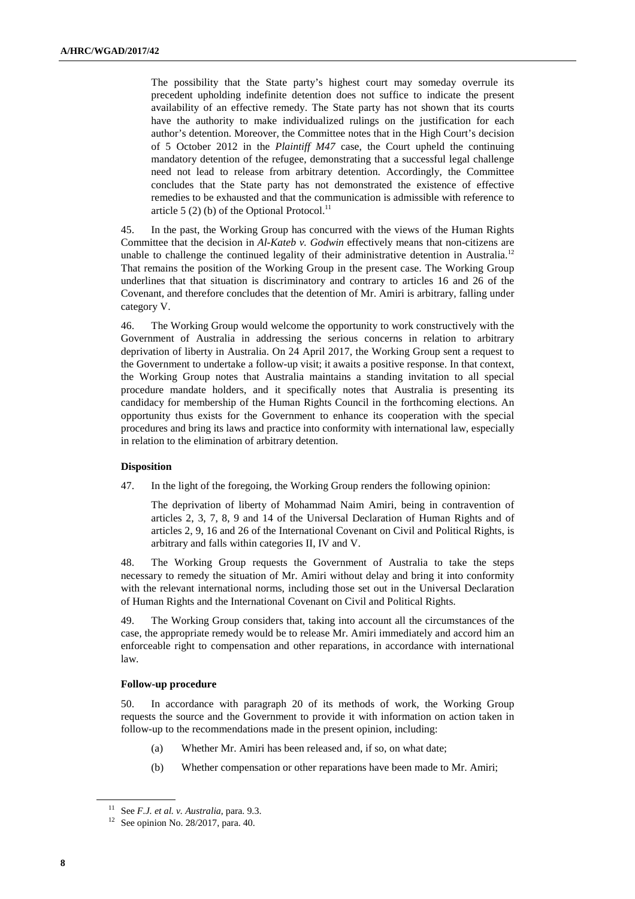> The possibility that the State party's highest court may someday overrule its precedent upholding indefinite detention does not suffice to indicate the present availability of an effective remedy. The State party has not shown that its courts have the authority to make individualized rulings on the justification for each author's detention. Moreover, the Committee notes that in the High Court's decision of 5 October 2012 in the *Plaintiff M47* case, the Court upheld the continuing mandatory detention of the refugee, demonstrating that a successful legal challenge need not lead to release from arbitrary detention. Accordingly, the Committee concludes that the State party has not demonstrated the existence of effective remedies to be exhausted and that the communication is admissible with reference to article 5 (2) (b) of the Optional Protocol.[11]

45. In the past, the Working Group has concurred with the views of the Human Rights Committee that the decision in *Al-Kateb v. Godwin* effectively means that non-citizens are unable to challenge the continued legality of their administrative detention in Australia.[12] That remains the position of the Working Group in the present case. The Working Group underlines that that situation is discriminatory and contrary to articles 16 and 26 of the Covenant, and therefore concludes that the detention of Mr. Amiri is arbitrary, falling under category V.

46. The Working Group would welcome the opportunity to work constructively with the Government of Australia in addressing the serious concerns in relation to arbitrary deprivation of liberty in Australia. On 24 April 2017, the Working Group sent a request to the Government to undertake a follow-up visit; it awaits a positive response. In that context, the Working Group notes that Australia maintains a standing invitation to all special procedure mandate holders, and it specifically notes that Australia is presenting its candidacy for membership of the Human Rights Council in the forthcoming elections. An opportunity thus exists for the Government to enhance its cooperation with the special procedures and bring its laws and practice into conformity with international law, especially in relation to the elimination of arbitrary detention.

### Disposition

47. In the light of the foregoing, the Working Group renders the following opinion:

> The deprivation of liberty of Mohammad Naim Amiri, being in contravention of articles 2, 3, 7, 8, 9 and 14 of the Universal Declaration of Human Rights and of articles 2, 9, 16 and 26 of the International Covenant on Civil and Political Rights, is arbitrary and falls within categories II, IV and V.

48. The Working Group requests the Government of Australia to take the steps necessary to remedy the situation of Mr. Amiri without delay and bring it into conformity with the relevant international norms, including those set out in the Universal Declaration of Human Rights and the International Covenant on Civil and Political Rights.

49. The Working Group considers that, taking into account all the circumstances of the case, the appropriate remedy would be to release Mr. Amiri immediately and accord him an enforceable right to compensation and other reparations, in accordance with international law.

### Follow-up procedure

50. In accordance with paragraph 20 of its methods of work, the Working Group requests the source and the Government to provide it with information on action taken in follow-up to the recommendations made in the present opinion, including:

(a) Whether Mr. Amiri has been released and, if so, on what date;

(b) Whether compensation or other reparations have been made to Mr. Amiri;

---

[11] See *F.J. et al. v. Australia*, para. 9.3.

[12] See opinion No. 28/2017, para. 40.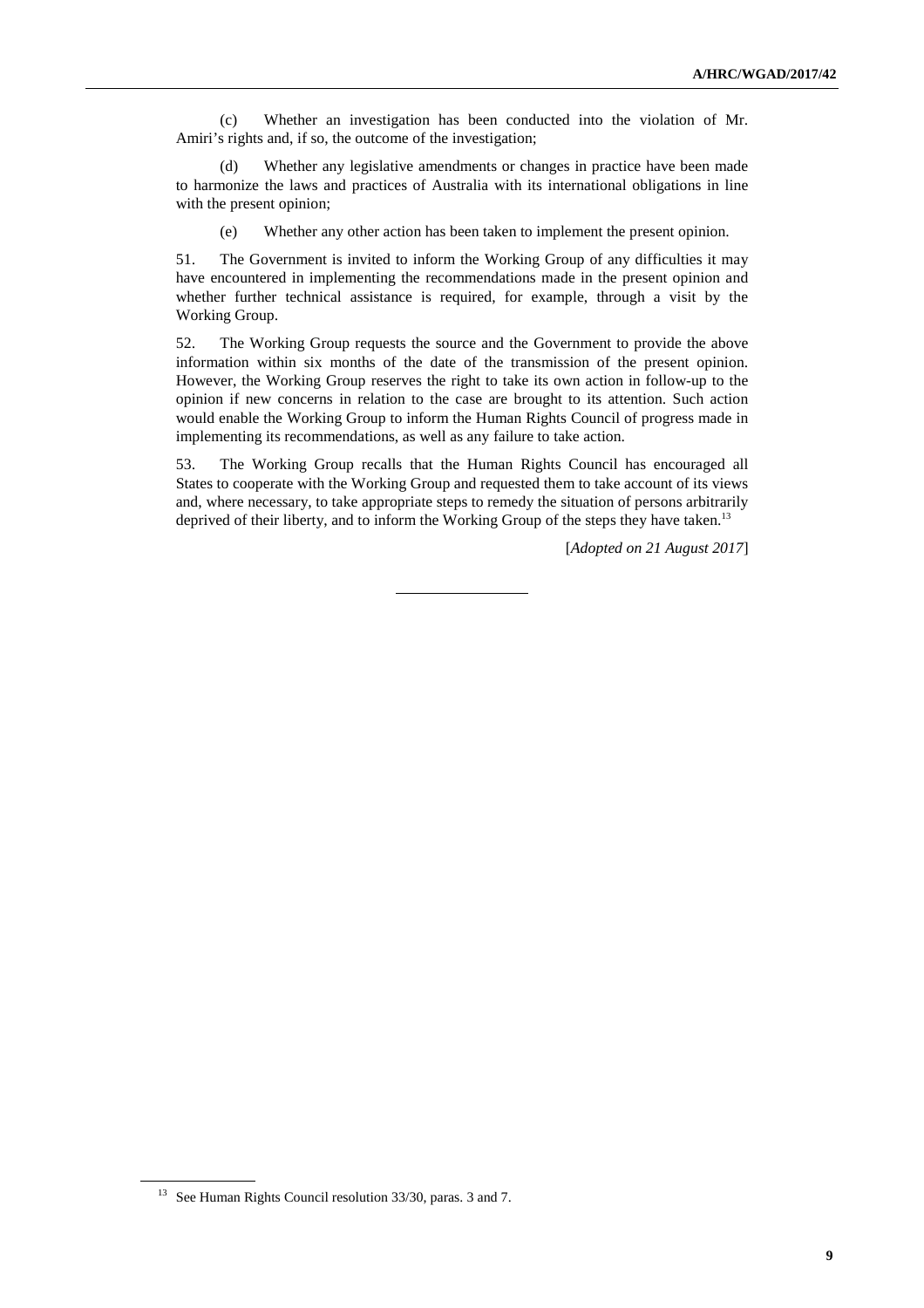(c) Whether an investigation has been conducted into the violation of Mr. Amiri's rights and, if so, the outcome of the investigation;

(d) Whether any legislative amendments or changes in practice have been made to harmonize the laws and practices of Australia with its international obligations in line with the present opinion;

(e) Whether any other action has been taken to implement the present opinion.

51. The Government is invited to inform the Working Group of any difficulties it may have encountered in implementing the recommendations made in the present opinion and whether further technical assistance is required, for example, through a visit by the Working Group.

52. The Working Group requests the source and the Government to provide the above information within six months of the date of the transmission of the present opinion. However, the Working Group reserves the right to take its own action in follow-up to the opinion if new concerns in relation to the case are brought to its attention. Such action would enable the Working Group to inform the Human Rights Council of progress made in implementing its recommendations, as well as any failure to take action.

53. The Working Group recalls that the Human Rights Council has encouraged all States to cooperate with the Working Group and requested them to take account of its views and, where necessary, to take appropriate steps to remedy the situation of persons arbitrarily deprived of their liberty, and to inform the Working Group of the steps they have taken.[13]

[*Adopted on 21 August 2017*]

---

[13] See Human Rights Council resolution 33/30, paras. 3 and 7.